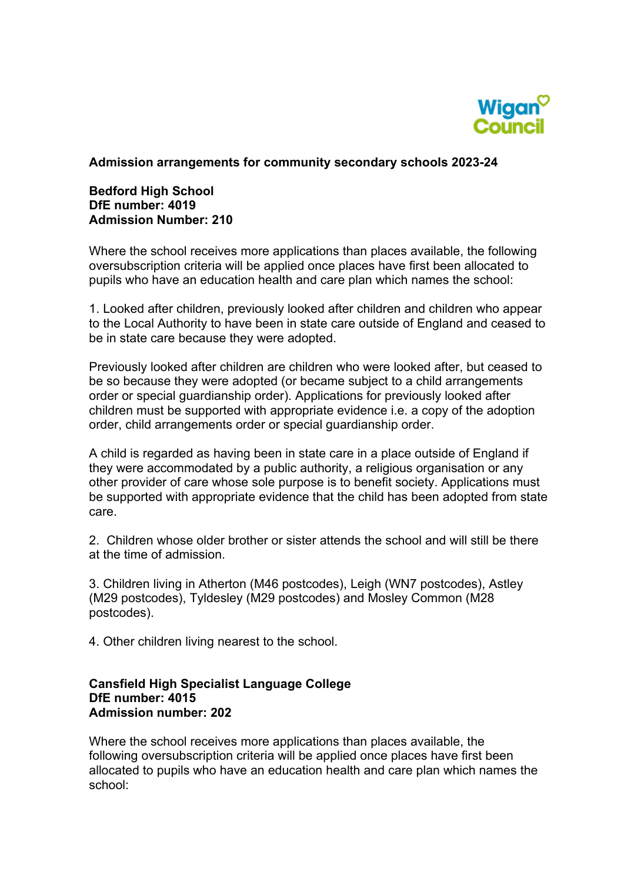Wigan Council

# Admission arrangements for community secondary schools 2023-24

**Bedford High School**
**DfE number: 4019**
**Admission Number: 210**

Where the school receives more applications than places available, the following oversubscription criteria will be applied once places have first been allocated to pupils who have an education health and care plan which names the school:

1. Looked after children, previously looked after children and children who appear to the Local Authority to have been in state care outside of England and ceased to be in state care because they were adopted.

Previously looked after children are children who were looked after, but ceased to be so because they were adopted (or became subject to a child arrangements order or special guardianship order). Applications for previously looked after children must be supported with appropriate evidence i.e. a copy of the adoption order, child arrangements order or special guardianship order.

A child is regarded as having been in state care in a place outside of England if they were accommodated by a public authority, a religious organisation or any other provider of care whose sole purpose is to benefit society. Applications must be supported with appropriate evidence that the child has been adopted from state care.

2. Children whose older brother or sister attends the school and will still be there at the time of admission.

3. Children living in Atherton (M46 postcodes), Leigh (WN7 postcodes), Astley (M29 postcodes), Tyldesley (M29 postcodes) and Mosley Common (M28 postcodes).

4. Other children living nearest to the school.

**Cansfield High Specialist Language College**
**DfE number: 4015**
**Admission number: 202**

Where the school receives more applications than places available, the following oversubscription criteria will be applied once places have first been allocated to pupils who have an education health and care plan which names the school: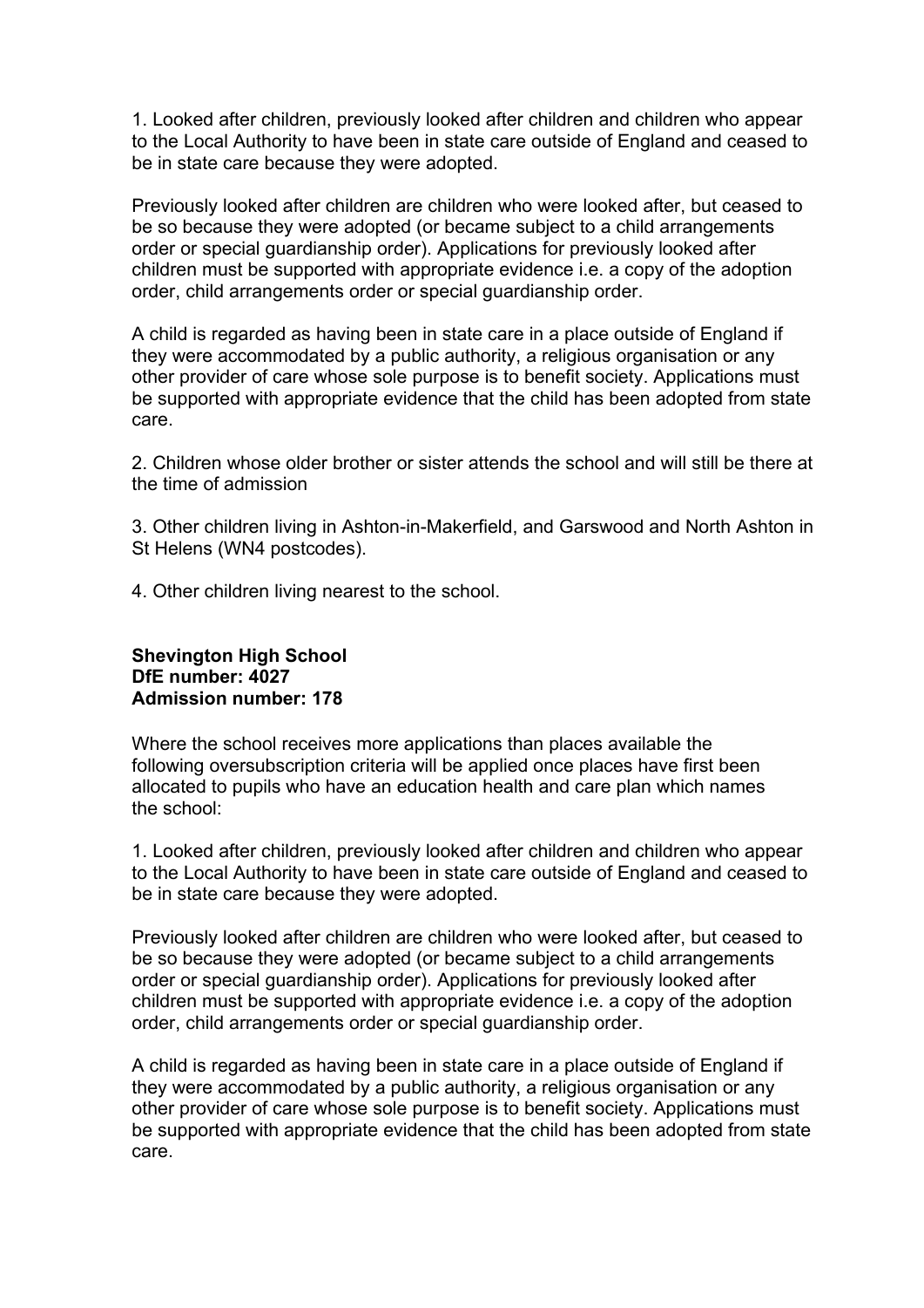1. Looked after children, previously looked after children and children who appear to the Local Authority to have been in state care outside of England and ceased to be in state care because they were adopted.

Previously looked after children are children who were looked after, but ceased to be so because they were adopted (or became subject to a child arrangements order or special guardianship order). Applications for previously looked after children must be supported with appropriate evidence i.e. a copy of the adoption order, child arrangements order or special guardianship order.

A child is regarded as having been in state care in a place outside of England if they were accommodated by a public authority, a religious organisation or any other provider of care whose sole purpose is to benefit society. Applications must be supported with appropriate evidence that the child has been adopted from state care.

2. Children whose older brother or sister attends the school and will still be there at the time of admission

3. Other children living in Ashton-in-Makerfield, and Garswood and North Ashton in St Helens (WN4 postcodes).

4. Other children living nearest to the school.

**Shevington High School**
**DfE number: 4027**
**Admission number: 178**

Where the school receives more applications than places available the following oversubscription criteria will be applied once places have first been allocated to pupils who have an education health and care plan which names the school:

1. Looked after children, previously looked after children and children who appear to the Local Authority to have been in state care outside of England and ceased to be in state care because they were adopted.

Previously looked after children are children who were looked after, but ceased to be so because they were adopted (or became subject to a child arrangements order or special guardianship order). Applications for previously looked after children must be supported with appropriate evidence i.e. a copy of the adoption order, child arrangements order or special guardianship order.

A child is regarded as having been in state care in a place outside of England if they were accommodated by a public authority, a religious organisation or any other provider of care whose sole purpose is to benefit society. Applications must be supported with appropriate evidence that the child has been adopted from state care.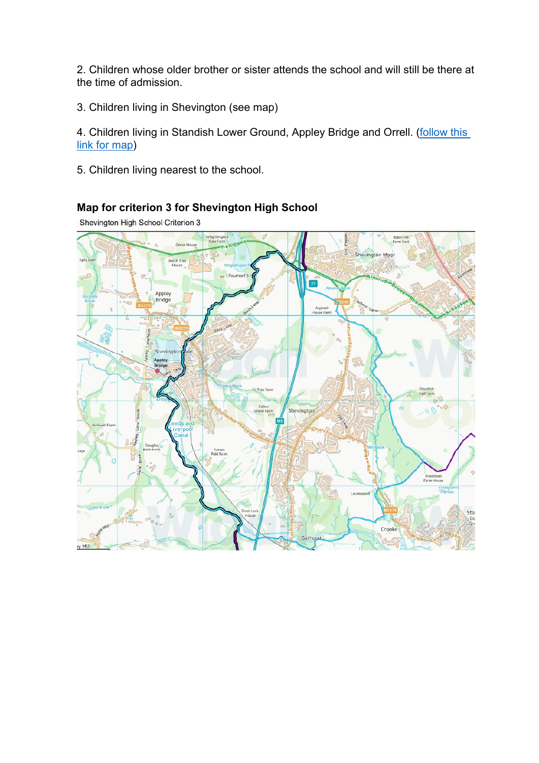2. Children whose older brother or sister attends the school and will still be there at the time of admission.

3. Children living in Shevington (see map)

4. Children living in Standish Lower Ground, Appley Bridge and Orrell. ([follow this link for map]())

5. Children living nearest to the school.

## Map for criterion 3 for Shevington High School

Shevington High School Criterion 3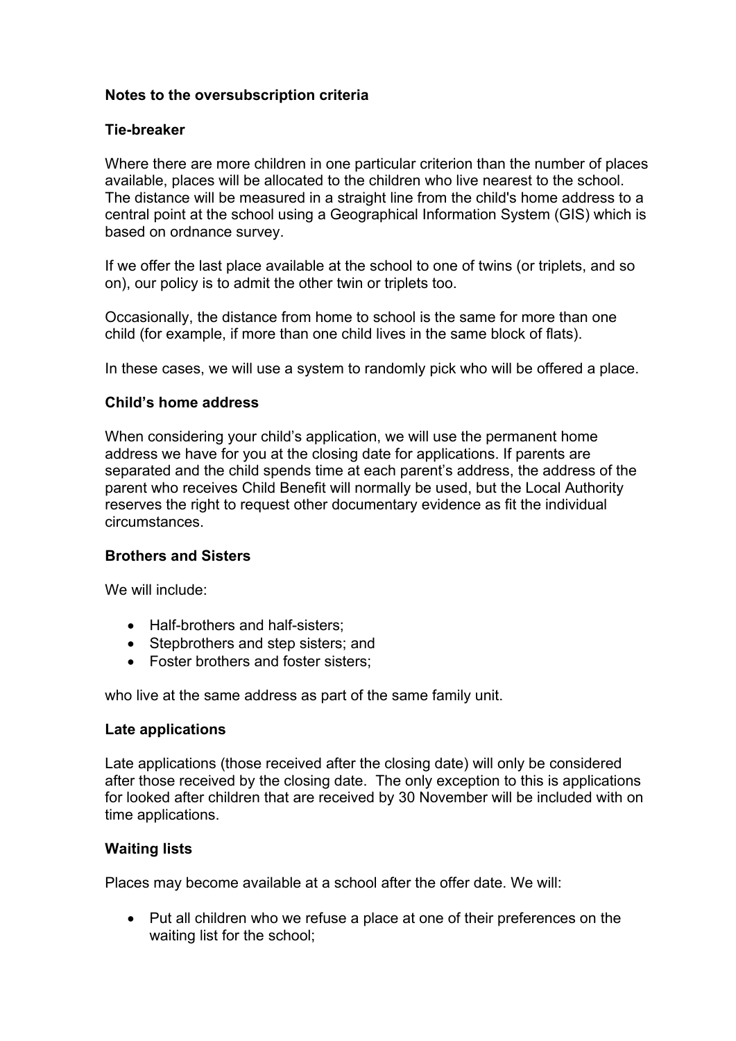## Notes to the oversubscription criteria

### Tie-breaker

Where there are more children in one particular criterion than the number of places available, places will be allocated to the children who live nearest to the school. The distance will be measured in a straight line from the child's home address to a central point at the school using a Geographical Information System (GIS) which is based on ordnance survey.

If we offer the last place available at the school to one of twins (or triplets, and so on), our policy is to admit the other twin or triplets too.

Occasionally, the distance from home to school is the same for more than one child (for example, if more than one child lives in the same block of flats).

In these cases, we will use a system to randomly pick who will be offered a place.

### Child's home address

When considering your child's application, we will use the permanent home address we have for you at the closing date for applications. If parents are separated and the child spends time at each parent's address, the address of the parent who receives Child Benefit will normally be used, but the Local Authority reserves the right to request other documentary evidence as fit the individual circumstances.

### Brothers and Sisters

We will include:

- Half-brothers and half-sisters;
- Stepbrothers and step sisters; and
- Foster brothers and foster sisters;

who live at the same address as part of the same family unit.

### Late applications

Late applications (those received after the closing date) will only be considered after those received by the closing date. The only exception to this is applications for looked after children that are received by 30 November will be included with on time applications.

### Waiting lists

Places may become available at a school after the offer date. We will:

- Put all children who we refuse a place at one of their preferences on the waiting list for the school;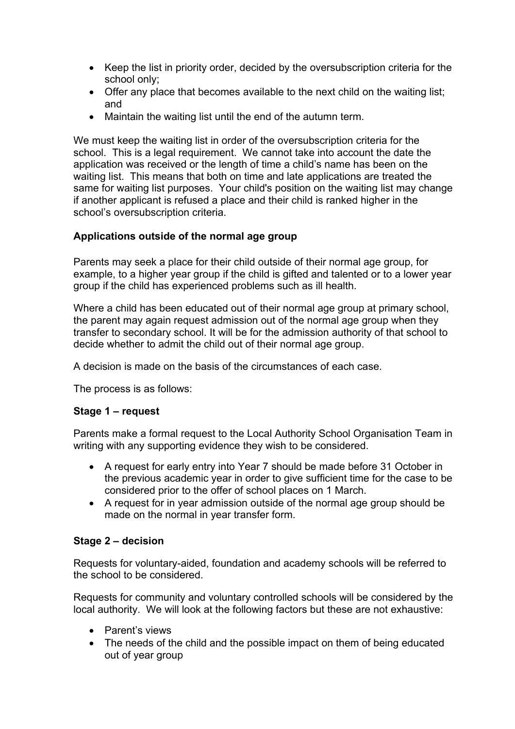- Keep the list in priority order, decided by the oversubscription criteria for the school only;
- Offer any place that becomes available to the next child on the waiting list; and
- Maintain the waiting list until the end of the autumn term.

We must keep the waiting list in order of the oversubscription criteria for the school. This is a legal requirement. We cannot take into account the date the application was received or the length of time a child's name has been on the waiting list. This means that both on time and late applications are treated the same for waiting list purposes. Your child's position on the waiting list may change if another applicant is refused a place and their child is ranked higher in the school's oversubscription criteria.

**Applications outside of the normal age group**

Parents may seek a place for their child outside of their normal age group, for example, to a higher year group if the child is gifted and talented or to a lower year group if the child has experienced problems such as ill health.

Where a child has been educated out of their normal age group at primary school, the parent may again request admission out of the normal age group when they transfer to secondary school. It will be for the admission authority of that school to decide whether to admit the child out of their normal age group.

A decision is made on the basis of the circumstances of each case.

The process is as follows:

**Stage 1 – request**

Parents make a formal request to the Local Authority School Organisation Team in writing with any supporting evidence they wish to be considered.

- A request for early entry into Year 7 should be made before 31 October in the previous academic year in order to give sufficient time for the case to be considered prior to the offer of school places on 1 March.
- A request for in year admission outside of the normal age group should be made on the normal in year transfer form.

**Stage 2 – decision**

Requests for voluntary-aided, foundation and academy schools will be referred to the school to be considered.

Requests for community and voluntary controlled schools will be considered by the local authority. We will look at the following factors but these are not exhaustive:

- Parent's views
- The needs of the child and the possible impact on them of being educated out of year group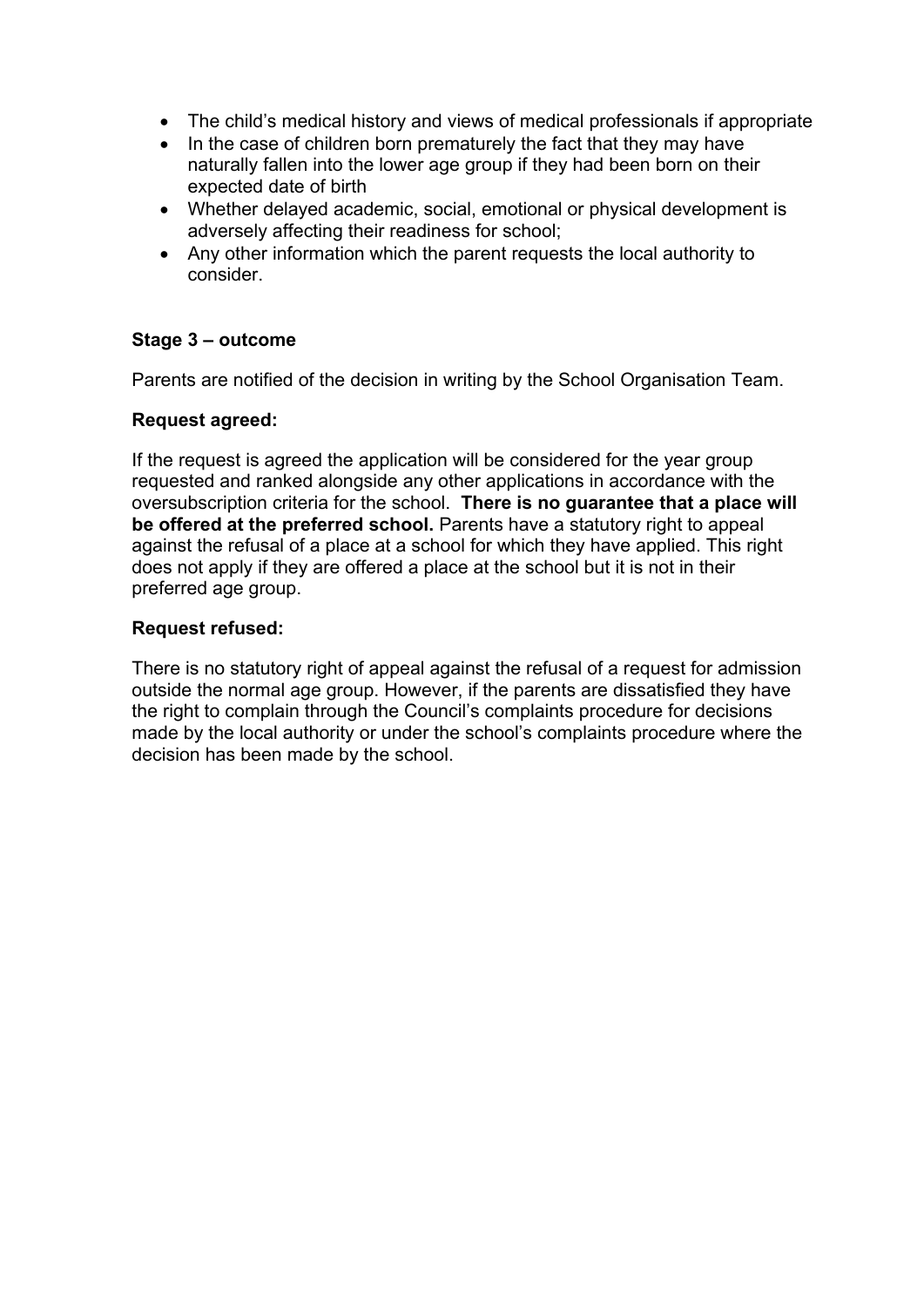- The child's medical history and views of medical professionals if appropriate
- In the case of children born prematurely the fact that they may have naturally fallen into the lower age group if they had been born on their expected date of birth
- Whether delayed academic, social, emotional or physical development is adversely affecting their readiness for school;
- Any other information which the parent requests the local authority to consider.

**Stage 3 – outcome**

Parents are notified of the decision in writing by the School Organisation Team.

**Request agreed:**

If the request is agreed the application will be considered for the year group requested and ranked alongside any other applications in accordance with the oversubscription criteria for the school. **There is no guarantee that a place will be offered at the preferred school.** Parents have a statutory right to appeal against the refusal of a place at a school for which they have applied. This right does not apply if they are offered a place at the school but it is not in their preferred age group.

**Request refused:**

There is no statutory right of appeal against the refusal of a request for admission outside the normal age group. However, if the parents are dissatisfied they have the right to complain through the Council's complaints procedure for decisions made by the local authority or under the school's complaints procedure where the decision has been made by the school.